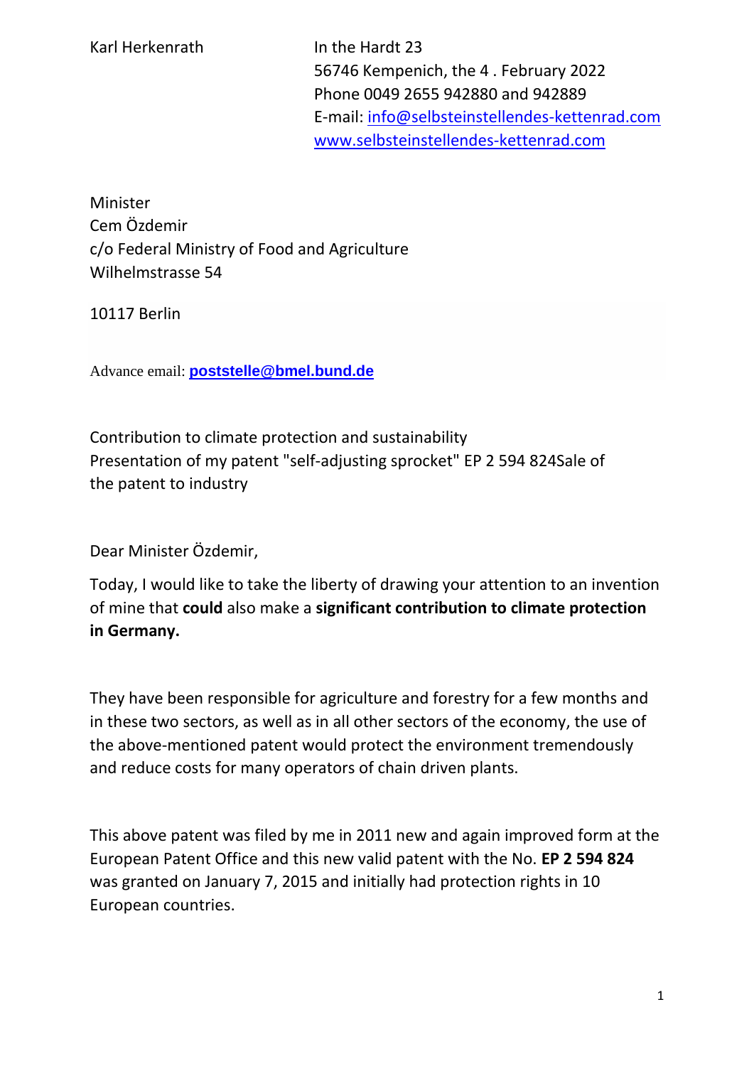Karl Herkenrath

In the Hardt 23
56746 Kempenich, the 4 . February 2022
Phone 0049 2655 942880 and 942889
E-mail: info@selbsteinstellendes-kettenrad.com
www.selbsteinstellendes-kettenrad.com

Minister
Cem Özdemir
c/o Federal Ministry of Food and Agriculture
Wilhelmstrasse 54

10117 Berlin

Advance email: **poststelle@bmel.bund.de**

Contribution to climate protection and sustainability
Presentation of my patent "self-adjusting sprocket" EP 2 594 824Sale of the patent to industry

Dear Minister Özdemir,

Today, I would like to take the liberty of drawing your attention to an invention of mine that **could** also make a **significant contribution to climate protection in Germany.**

They have been responsible for agriculture and forestry for a few months and in these two sectors, as well as in all other sectors of the economy, the use of the above-mentioned patent would protect the environment tremendously and reduce costs for many operators of chain driven plants.

This above patent was filed by me in 2011 new and again improved form at the European Patent Office and this new valid patent with the No. **EP 2 594 824** was granted on January 7, 2015 and initially had protection rights in 10 European countries.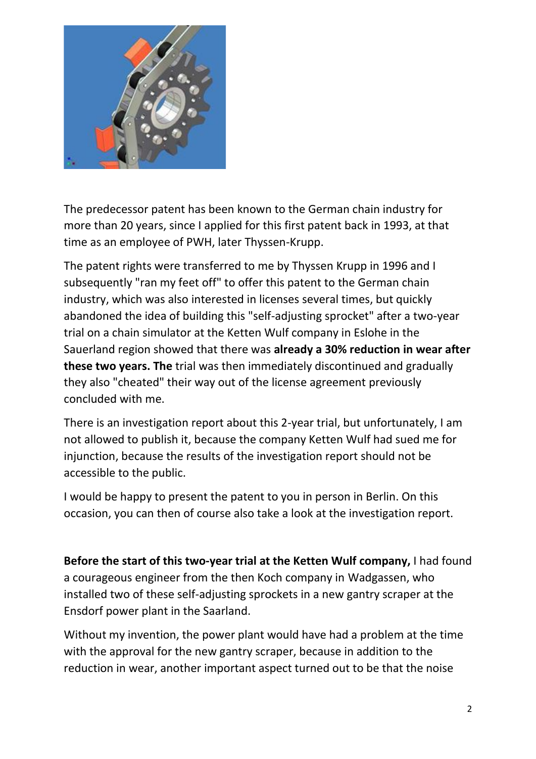The predecessor patent has been known to the German chain industry for more than 20 years, since I applied for this first patent back in 1993, at that time as an employee of PWH, later Thyssen-Krupp.

The patent rights were transferred to me by Thyssen Krupp in 1996 and I subsequently "ran my feet off" to offer this patent to the German chain industry, which was also interested in licenses several times, but quickly abandoned the idea of building this "self-adjusting sprocket" after a two-year trial on a chain simulator at the Ketten Wulf company in Eslohe in the Sauerland region showed that there was **already a 30% reduction in wear after these two years. The** trial was then immediately discontinued and gradually they also "cheated" their way out of the license agreement previously concluded with me.

There is an investigation report about this 2-year trial, but unfortunately, I am not allowed to publish it, because the company Ketten Wulf had sued me for injunction, because the results of the investigation report should not be accessible to the public.

I would be happy to present the patent to you in person in Berlin. On this occasion, you can then of course also take a look at the investigation report.

**Before the start of this two-year trial at the Ketten Wulf company,** I had found a courageous engineer from the then Koch company in Wadgassen, who installed two of these self-adjusting sprockets in a new gantry scraper at the Ensdorf power plant in the Saarland.

Without my invention, the power plant would have had a problem at the time with the approval for the new gantry scraper, because in addition to the reduction in wear, another important aspect turned out to be that the noise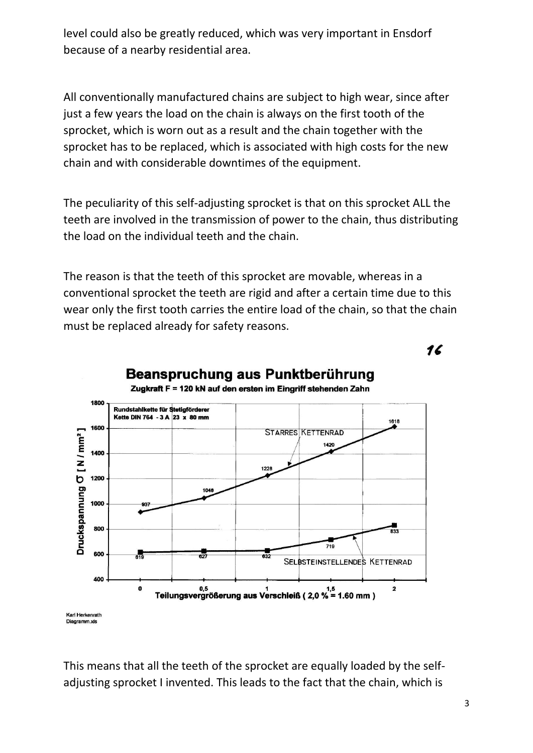level could also be greatly reduced, which was very important in Ensdorf because of a nearby residential area.

All conventionally manufactured chains are subject to high wear, since after just a few years the load on the chain is always on the first tooth of the sprocket, which is worn out as a result and the chain together with the sprocket has to be replaced, which is associated with high costs for the new chain and with considerable downtimes of the equipment.

The peculiarity of this self-adjusting sprocket is that on this sprocket ALL the teeth are involved in the transmission of power to the chain, thus distributing the load on the individual teeth and the chain.

The reason is that the teeth of this sprocket are movable, whereas in a conventional sprocket the teeth are rigid and after a certain time due to this wear only the first tooth carries the entire load of the chain, so that the chain must be replaced already for safety reasons.

*16*

**Beanspruchung aus Punktberührung**

**Zugkraft F = 120 kN auf den ersten im Eingriff stehenden Zahn**

Rundstahlkette für Stetigförderer
Kette DIN 764 - 3 A 23 x 80 mm

| Teilungsvergrößerung aus Verschleiß ( 2,0 % = 1.60 mm ) | 0 | 0,5 | 1 | 1,5 | 2 |
|---|---|---|---|---|---|
| STARRES KETTENRAD – Druckspannung σ [ N / mm² ] | 937 | 1048 | 1228 | 1420 | 1618 |
| SELBSTEINSTELLENDES KETTENRAD – Druckspannung σ [ N / mm² ] | 619 | 627 | 632 | 719 | 833 |

Karl Herkenrath
Diagramm.xls

This means that all the teeth of the sprocket are equally loaded by the self-adjusting sprocket I invented. This leads to the fact that the chain, which is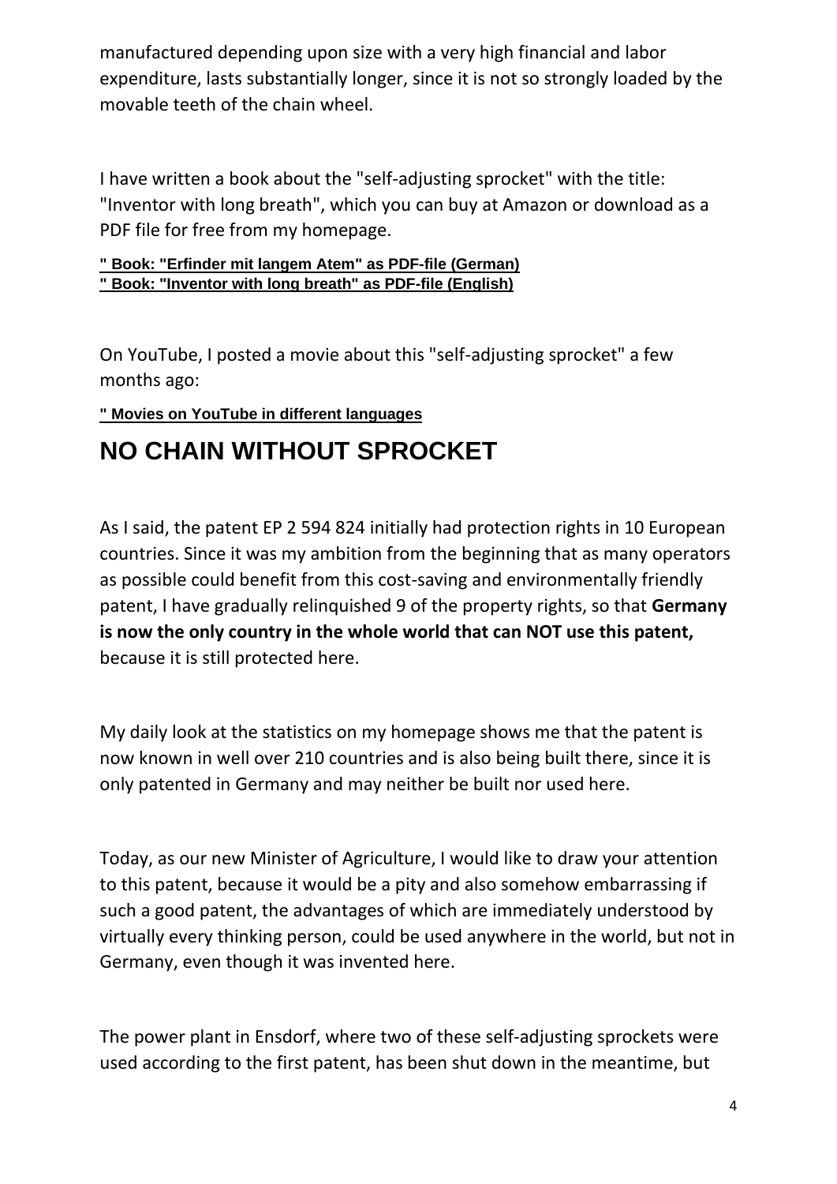manufactured depending upon size with a very high financial and labor expenditure, lasts substantially longer, since it is not so strongly loaded by the movable teeth of the chain wheel.

I have written a book about the "self-adjusting sprocket" with the title: "Inventor with long breath", which you can buy at Amazon or download as a PDF file for free from my homepage.

**" Book: "Erfinder mit langem Atem" as PDF-file (German)**
**" Book: "Inventor with long breath" as PDF-file (English)**

On YouTube, I posted a movie about this "self-adjusting sprocket" a few months ago:

**" Movies on YouTube in different languages**

## NO CHAIN WITHOUT SPROCKET

As I said, the patent EP 2 594 824 initially had protection rights in 10 European countries. Since it was my ambition from the beginning that as many operators as possible could benefit from this cost-saving and environmentally friendly patent, I have gradually relinquished 9 of the property rights, so that **Germany is now the only country in the whole world that can NOT use this patent,** because it is still protected here.

My daily look at the statistics on my homepage shows me that the patent is now known in well over 210 countries and is also being built there, since it is only patented in Germany and may neither be built nor used here.

Today, as our new Minister of Agriculture, I would like to draw your attention to this patent, because it would be a pity and also somehow embarrassing if such a good patent, the advantages of which are immediately understood by virtually every thinking person, could be used anywhere in the world, but not in Germany, even though it was invented here.

The power plant in Ensdorf, where two of these self-adjusting sprockets were used according to the first patent, has been shut down in the meantime, but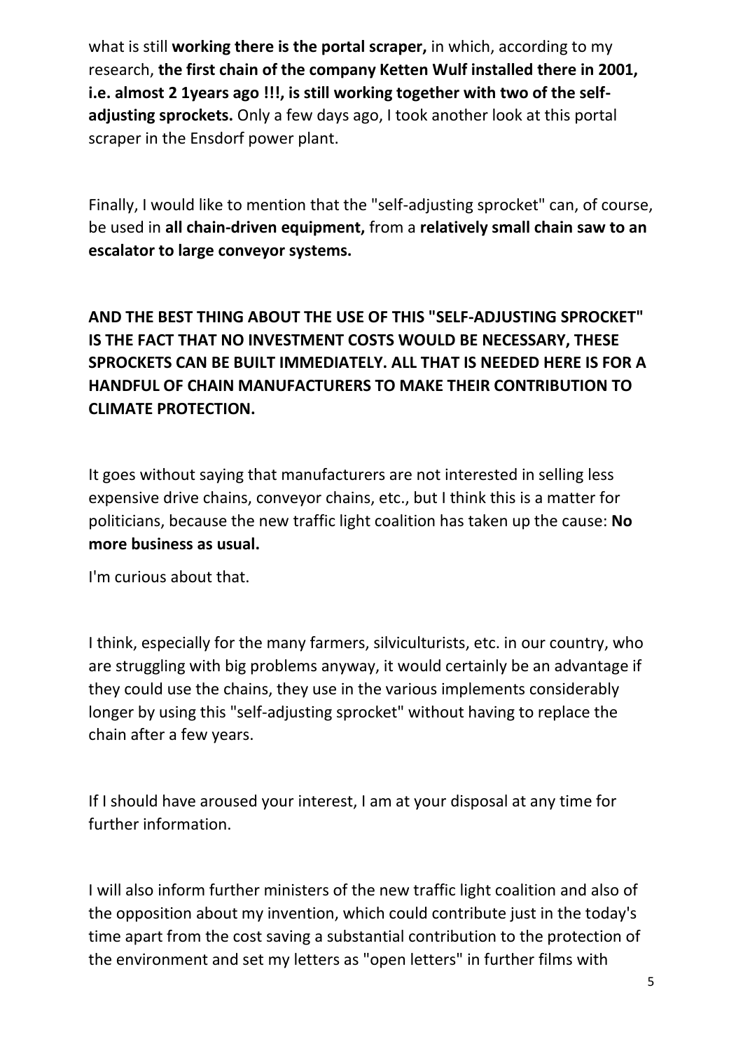what is still **working there is the portal scraper,** in which, according to my research, **the first chain of the company Ketten Wulf installed there in 2001, i.e. almost 2 1years ago !!!, is still working together with two of the self-adjusting sprockets.** Only a few days ago, I took another look at this portal scraper in the Ensdorf power plant.

Finally, I would like to mention that the "self-adjusting sprocket" can, of course, be used in **all chain-driven equipment,** from a **relatively small chain saw to an escalator to large conveyor systems.**

**AND THE BEST THING ABOUT THE USE OF THIS "SELF-ADJUSTING SPROCKET" IS THE FACT THAT NO INVESTMENT COSTS WOULD BE NECESSARY, THESE SPROCKETS CAN BE BUILT IMMEDIATELY. ALL THAT IS NEEDED HERE IS FOR A HANDFUL OF CHAIN MANUFACTURERS TO MAKE THEIR CONTRIBUTION TO CLIMATE PROTECTION.**

It goes without saying that manufacturers are not interested in selling less expensive drive chains, conveyor chains, etc., but I think this is a matter for politicians, because the new traffic light coalition has taken up the cause: **No more business as usual.**

I'm curious about that.

I think, especially for the many farmers, silviculturists, etc. in our country, who are struggling with big problems anyway, it would certainly be an advantage if they could use the chains, they use in the various implements considerably longer by using this "self-adjusting sprocket" without having to replace the chain after a few years.

If I should have aroused your interest, I am at your disposal at any time for further information.

I will also inform further ministers of the new traffic light coalition and also of the opposition about my invention, which could contribute just in the today's time apart from the cost saving a substantial contribution to the protection of the environment and set my letters as "open letters" in further films with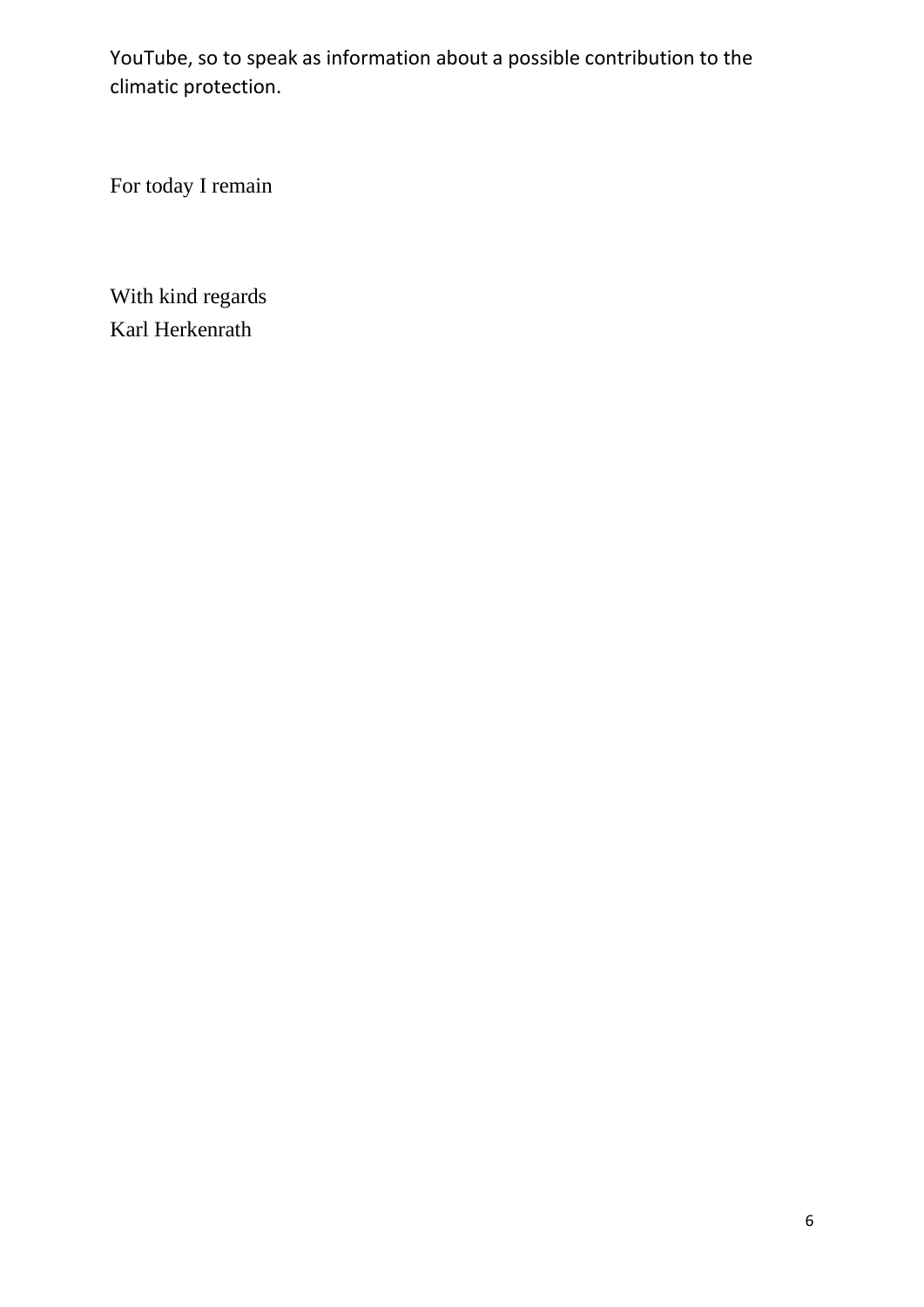YouTube, so to speak as information about a possible contribution to the climatic protection.

For today I remain

With kind regards
Karl Herkenrath